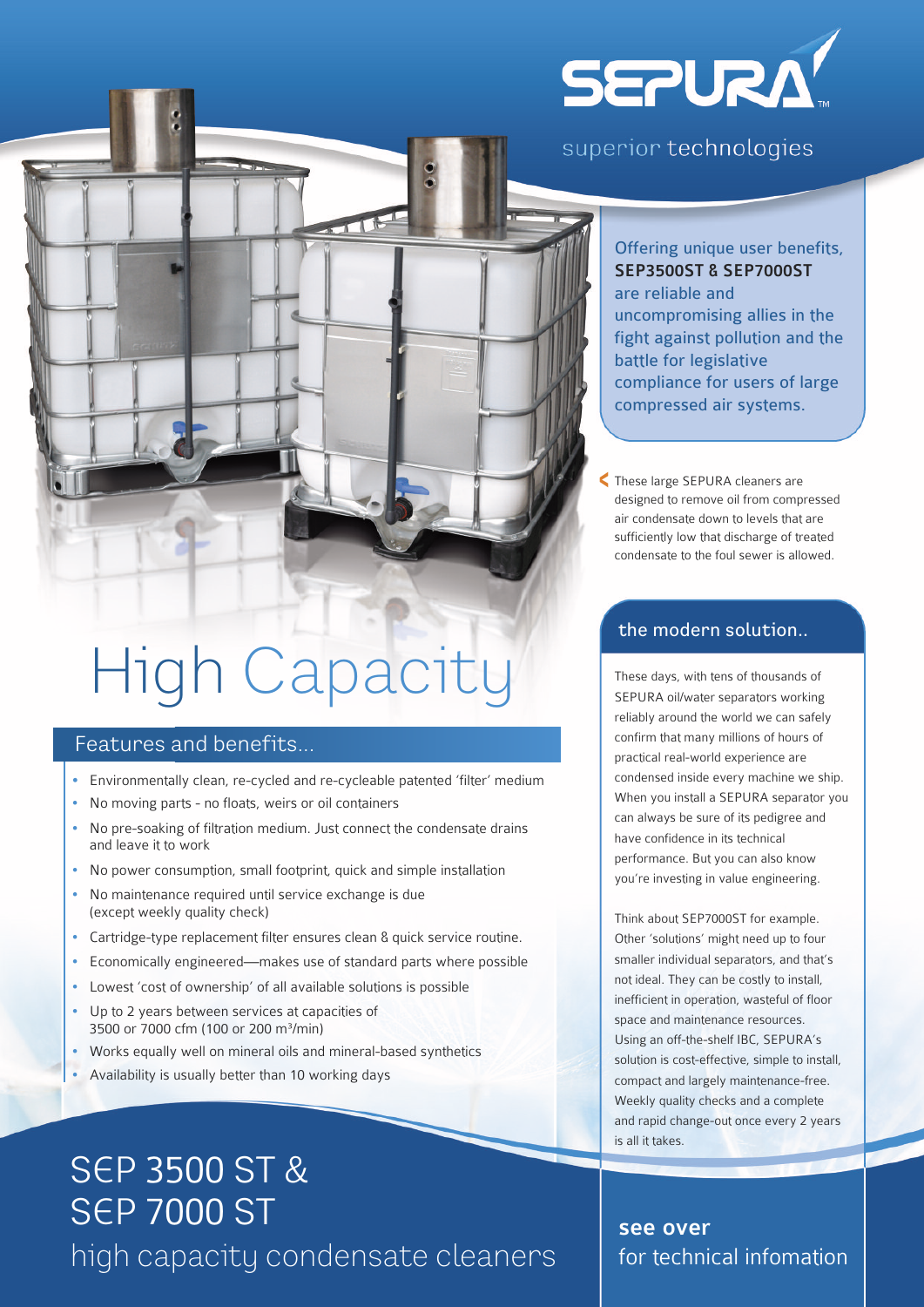SEPURA

superior technologies

Offering unique user benefits, **SEP3500ST & SEP7000ST** are reliable and uncompromising allies in the fight against pollution and the battle for legislative compliance for users of large compressed air systems.

These large SEPURA cleaners are designed to remove oil from compressed air condensate down to levels that are sufficiently low that discharge of treated condensate to the foul sewer is allowed.

# High Capacity

## Features and benefits...

- Environmentally clean, re-cycled and re-cycleable patented 'filter' medium
- No moving parts - no floats, weirs or oil containers
- No pre-soaking of filtration medium. Just connect the condensate drains and leave it to work
- No power consumption, small footprint, quick and simple installation
- No maintenance required until service exchange is due (except weekly quality check)
- Cartridge-type replacement filter ensures clean & quick service routine.
- Economically engineered—makes use of standard parts where possible
- Lowest 'cost of ownership' of all available solutions is possible
- Up to 2 years between services at capacities of 3500 or 7000 cfm (100 or 200 m³/min)
- Works equally well on mineral oils and mineral-based synthetics
- Availability is usually better than 10 working days

## the modern solution..

These days, with tens of thousands of SEPURA oil/water separators working reliably around the world we can safely confirm that many millions of hours of practical real-world experience are condensed inside every machine we ship. When you install a SEPURA separator you can always be sure of its pedigree and have confidence in its technical performance. But you can also know you're investing in value engineering.

Think about SEP7000ST for example. Other 'solutions' might need up to four smaller individual separators, and that's not ideal. They can be costly to install, inefficient in operation, wasteful of floor space and maintenance resources. Using an off-the-shelf IBC, SEPURA's solution is cost-effective, simple to install, compact and largely maintenance-free. Weekly quality checks and a complete and rapid change-out once every 2 years is all it takes.

# SEP 3500 ST & SEP 7000 ST

## high capacity condensate cleaners

**see over**
for technical infomation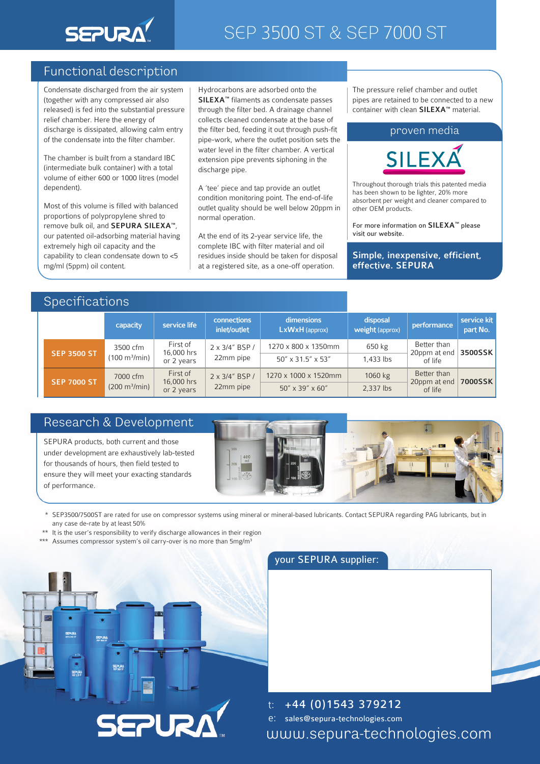# SEP 3500 ST & SEP 7000 ST

## Functional description

Condensate discharged from the air system (together with any compressed air also released) is fed into the substantial pressure relief chamber. Here the energy of discharge is dissipated, allowing calm entry of the condensate into the filter chamber.

The chamber is built from a standard IBC (intermediate bulk container) with a total volume of either 600 or 1000 litres (model dependent).

Most of this volume is filled with balanced proportions of polypropylene shred to remove bulk oil, and **SEPURA SILEXA™**, our patented oil-adsorbing material having extremely high oil capacity and the capability to clean condensate down to <5 mg/ml (5ppm) oil content.

Hydrocarbons are adsorbed onto the **SILEXA™** filaments as condensate passes through the filter bed. A drainage channel collects cleaned condensate at the base of the filter bed, feeding it out through push-fit pipe-work, where the outlet position sets the water level in the filter chamber. A vertical extension pipe prevents siphoning in the discharge pipe.

A 'tee' piece and tap provide an outlet condition monitoring point. The end-of-life outlet quality should be well below 20ppm in normal operation.

At the end of its 2-year service life, the complete IBC with filter material and oil residues inside should be taken for disposal at a registered site, as a one-off operation.

The pressure relief chamber and outlet pipes are retained to be connected to a new container with clean **SILEXA™** material.

### proven media

SILEXA

Throughout thorough trials this patented media has been shown to be lighter, 20% more absorbent per weight and cleaner compared to other OEM products.

For more information on **SILEXA™** please visit our website.

**Simple, inexpensive, efficient, effective. SEPURA**

## Specifications

| | capacity | service life | connections inlet/outlet | dimensions LxWxH (approx) | disposal weight (approx) | performance | service kit part No. |
|---|---|---|---|---|---|---|---|
| **SEP 3500 ST** | 3500 cfm (100 m³/min) | First of 16,000 hrs or 2 years | 2 x 3/4" BSP / 22mm pipe | 1270 x 800 x 1350mm | 650 kg | Better than 20ppm at end of life | **3500SSK** |
| | | | | 50" x 31.5" x 53" | 1,433 lbs | | |
| **SEP 7000 ST** | 7000 cfm (200 m³/min) | First of 16,000 hrs or 2 years | 2 x 3/4" BSP / 22mm pipe | 1270 x 1000 x 1520mm | 1060 kg | Better than 20ppm at end of life | **7000SSK** |
| | | | | 50" x 39" x 60" | 2,337 lbs | | |

## Research & Development

SEPURA products, both current and those under development are exhaustively lab-tested for thousands of hours, then field tested to ensure they will meet your exacting standards of performance.

\* SEP3500/7500ST are rated for use on compressor systems using mineral or mineral-based lubricants. Contact SEPURA regarding PAG lubricants, but in any case de-rate by at least 50%

\** It is the user's responsibility to verify discharge allowances in their region

\*** Assumes compressor system's oil carry-over is no more than 5mg/m³

your SEPURA supplier:

t: +44 (0)1543 379212

e: sales@sepura-technologies.com

www.sepura-technologies.com